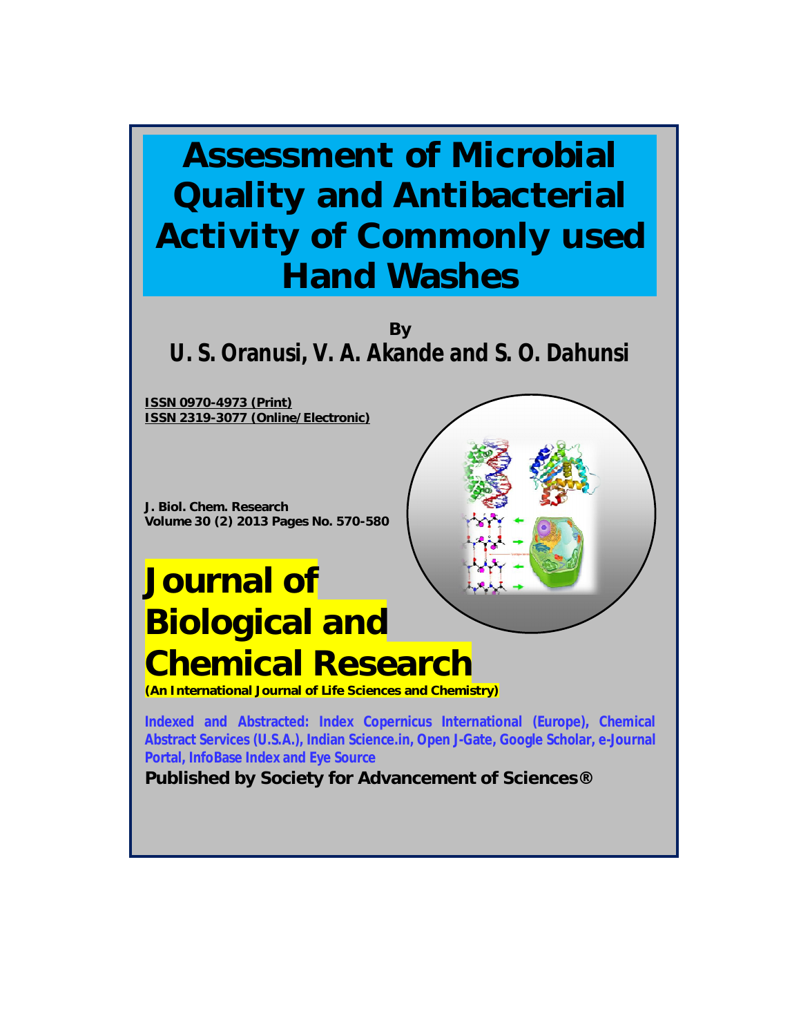# Assessment of Microbial Quality and Antibacterial Activity of Commonly used Hand Washes

By

**U. S. Oranusi, V. A. Akande and S. O. Dahunsi**

**ISSN 0970-4973 (Print)**
**ISSN 2319-3077 (Online/Electronic)**

**J. Biol. Chem. Research**
**Volume 30 (2) 2013 Pages No. 570-580**

# Journal of Biological and Chemical Research

**(An International Journal of Life Sciences and Chemistry)**

Indexed and Abstracted: Index Copernicus International (Europe), Chemical Abstract Services (U.S.A.), Indian Science.in, Open J-Gate, Google Scholar, e-Journal Portal, InfoBase Index and Eye Source

**Published by Society for Advancement of Sciences®**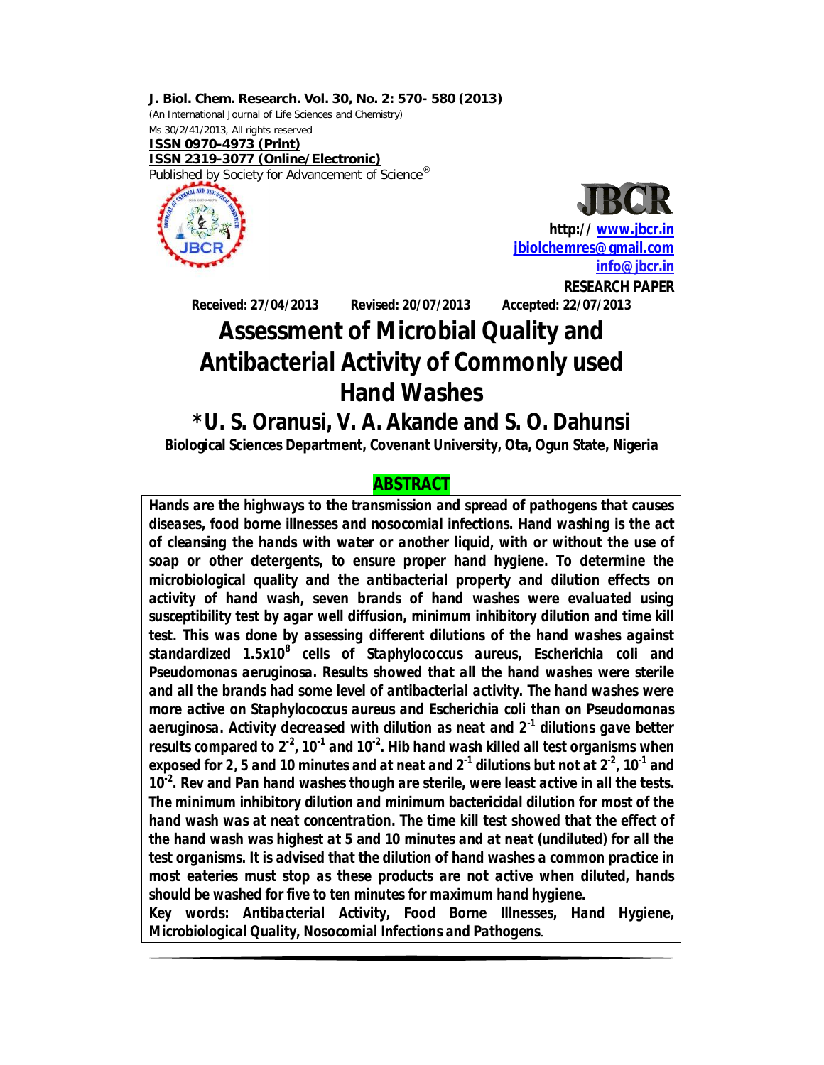**Received: 27/04/2013 Revised: 20/07/2013 Accepted: 22/07/2013**

# Assessment of Microbial Quality and Antibacterial Activity of Commonly used Hand Washes

## *U. S. Oranusi, V. A. Akande and S. O. Dahunsi

**Biological Sciences Department, Covenant University, Ota, Ogun State, Nigeria**

## ABSTRACT

***Hands are the highways to the transmission and spread of pathogens that causes diseases, food borne illnesses and nosocomial infections. Hand washing is the act of cleansing the hands with water or another liquid, with or without the use of soap or other detergents, to ensure proper hand hygiene. To determine the microbiological quality and the antibacterial property and dilution effects on activity of hand wash, seven brands of hand washes were evaluated using susceptibility test by agar well diffusion, minimum inhibitory dilution and time kill test. This was done by assessing different dilutions of the hand washes against standardized $1.5x10^8$ cells of Staphylococcus aureus, Escherichia coli and Pseudomonas aeruginosa. Results showed that all the hand washes were sterile and all the brands had some level of antibacterial activity. The hand washes were more active on Staphylococcus aureus and Escherichia coli than on Pseudomonas aeruginosa. Activity decreased with dilution as neat and $2^{-1}$ dilutions gave better results compared to $2^{-2}$, $10^{-1}$ and $10^{-2}$. Hib hand wash killed all test organisms when exposed for 2, 5 and 10 minutes and at neat and $2^{-1}$ dilutions but not at $2^{-2}$, $10^{-1}$ and $10^{-2}$. Rev and Pan hand washes though are sterile, were least active in all the tests. The minimum inhibitory dilution and minimum bactericidal dilution for most of the hand wash was at neat concentration. The time kill test showed that the effect of the hand wash was highest at 5 and 10 minutes and at neat (undiluted) for all the test organisms. It is advised that the dilution of hand washes a common practice in most eateries must stop as these products are not active when diluted, hands should be washed for five to ten minutes for maximum hand hygiene.***

***Key words: Antibacterial Activity, Food Borne Illnesses, Hand Hygiene, Microbiological Quality, Nosocomial Infections and Pathogens**.*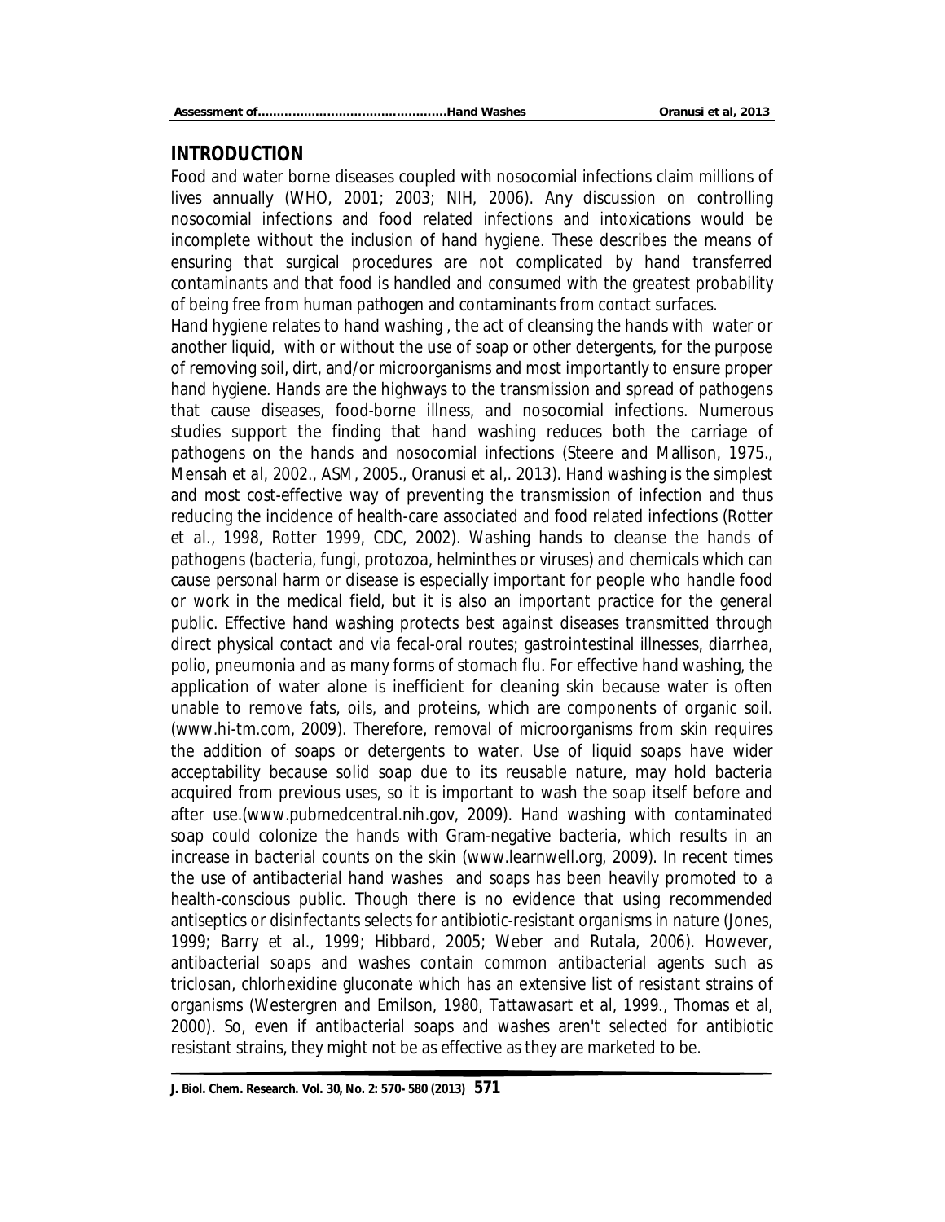## INTRODUCTION

Food and water borne diseases coupled with nosocomial infections claim millions of lives annually (WHO, 2001; 2003; NIH, 2006). Any discussion on controlling nosocomial infections and food related infections and intoxications would be incomplete without the inclusion of hand hygiene. These describes the means of ensuring that surgical procedures are not complicated by hand transferred contaminants and that food is handled and consumed with the greatest probability of being free from human pathogen and contaminants from contact surfaces.

Hand hygiene relates to hand washing , the act of cleansing the hands with water or another liquid, with or without the use of soap or other detergents, for the purpose of removing soil, dirt, and/or microorganisms and most importantly to ensure proper hand hygiene. Hands are the highways to the transmission and spread of pathogens that cause diseases, food-borne illness, and nosocomial infections. Numerous studies support the finding that hand washing reduces both the carriage of pathogens on the hands and nosocomial infections (Steere and Mallison, 1975., Mensah *et al*, 2002., ASM, 2005., Oranusi *et al*,. 2013). Hand washing is the simplest and most cost-effective way of preventing the transmission of infection and thus reducing the incidence of health-care associated and food related infections (Rotter et al., 1998, Rotter 1999, CDC, 2002). Washing hands to cleanse the hands of pathogens (bacteria, fungi, protozoa, helminthes or viruses) and chemicals which can cause personal harm or disease is especially important for people who handle food or work in the medical field, but it is also an important practice for the general public. Effective hand washing protects best against diseases transmitted through direct physical contact and via fecal-oral routes; gastrointestinal illnesses, diarrhea, polio, pneumonia and as many forms of stomach flu. For effective hand washing, the application of water alone is inefficient for cleaning skin because water is often unable to remove fats, oils, and proteins, which are components of organic soil. (www.hi-tm.com, 2009). Therefore, removal of microorganisms from skin requires the addition of soaps or detergents to water. Use of liquid soaps have wider acceptability because solid soap due to its reusable nature, may hold bacteria acquired from previous uses, so it is important to wash the soap itself before and after use.(www.pubmedcentral.nih.gov, 2009). Hand washing with contaminated soap could colonize the hands with Gram-negative bacteria, which results in an increase in bacterial counts on the skin (www.learnwell.org, 2009). In recent times the use of antibacterial hand washes and soaps has been heavily promoted to a health-conscious public. Though there is no evidence that using recommended antiseptics or disinfectants selects for antibiotic-resistant organisms in nature (Jones, 1999; Barry et al., 1999; Hibbard, 2005; Weber and Rutala, 2006). However, antibacterial soaps and washes contain common antibacterial agents such as triclosan, chlorhexidine gluconate which has an extensive list of resistant strains of organisms (Westergren and Emilson, 1980, Tattawasart et al, 1999., Thomas et al, 2000). So, even if antibacterial soaps and washes aren't selected for antibiotic resistant strains, they might not be as effective as they are marketed to be.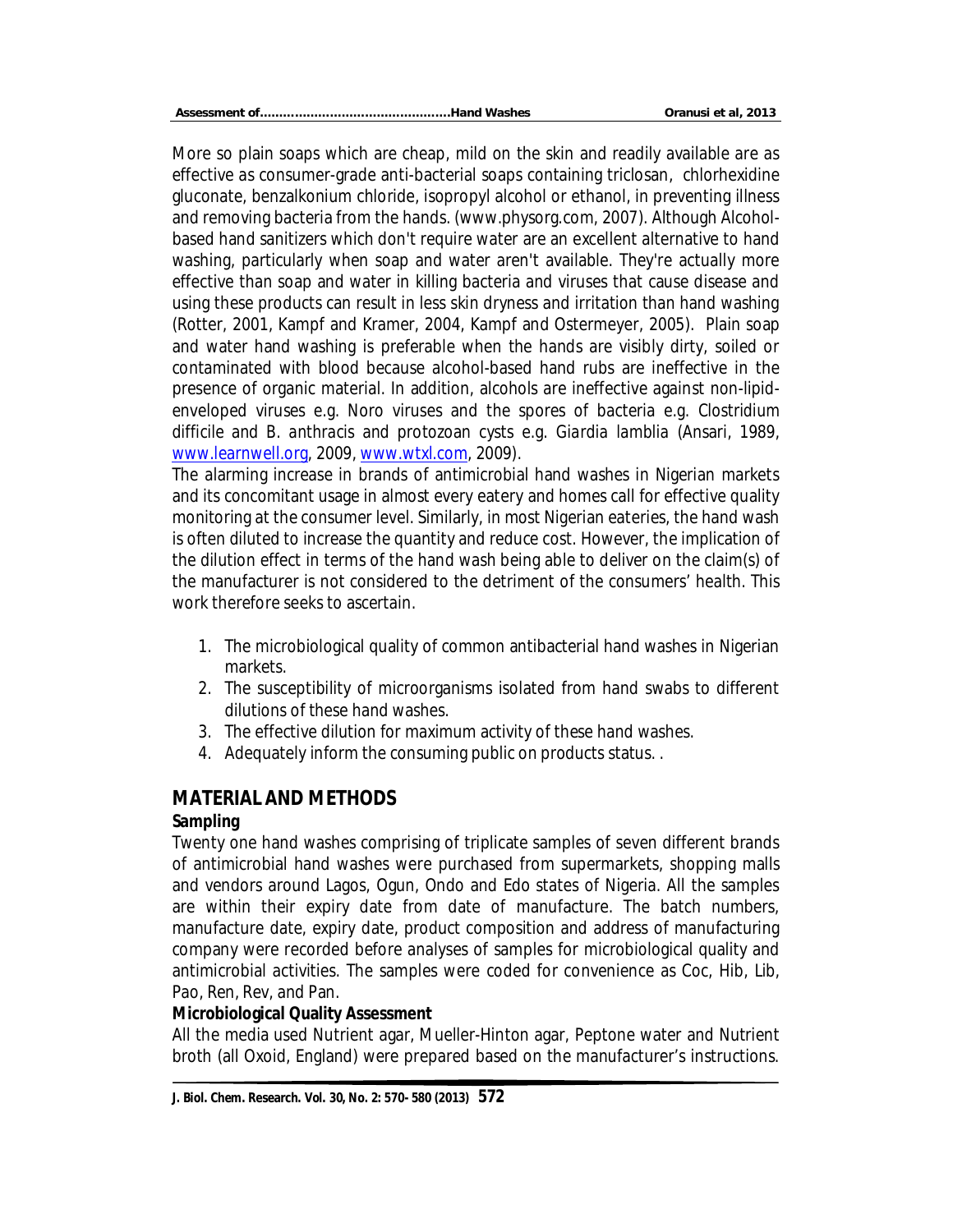More so plain soaps which are cheap, mild on the skin and readily available are as effective as consumer-grade anti-bacterial soaps containing triclosan, chlorhexidine gluconate, benzalkonium chloride, isopropyl alcohol or ethanol, in preventing illness and removing bacteria from the hands. (www.physorg.com, 2007). Although Alcohol-based hand sanitizers which don't require water are an excellent alternative to hand washing, particularly when soap and water aren't available. They're actually more effective than soap and water in killing bacteria and viruses that cause disease and using these products can result in less skin dryness and irritation than hand washing (Rotter, 2001, Kampf and Kramer, 2004, Kampf and Ostermeyer, 2005). Plain soap and water hand washing is preferable when the hands are visibly dirty, soiled or contaminated with blood because alcohol-based hand rubs are ineffective in the presence of organic material. In addition, alcohols are ineffective against non-lipid-enveloped viruses e.g. Noro viruses and the spores of bacteria e.g. *Clostridium difficile* and *B. anthracis* and protozoan cysts e.g. *Giardia lamblia* (Ansari, 1989, www.learnwell.org, 2009, www.wtxl.com, 2009).

The alarming increase in brands of antimicrobial hand washes in Nigerian markets and its concomitant usage in almost every eatery and homes call for effective quality monitoring at the consumer level. Similarly, in most Nigerian eateries, the hand wash is often diluted to increase the quantity and reduce cost. However, the implication of the dilution effect in terms of the hand wash being able to deliver on the claim(s) of the manufacturer is not considered to the detriment of the consumers' health. This work therefore seeks to ascertain.

1. The microbiological quality of common antibacterial hand washes in Nigerian markets.
2. The susceptibility of microorganisms isolated from hand swabs to different dilutions of these hand washes.
3. The effective dilution for maximum activity of these hand washes.
4. Adequately inform the consuming public on products status. .

## MATERIAL AND METHODS

### Sampling

Twenty one hand washes comprising of triplicate samples of seven different brands of antimicrobial hand washes were purchased from supermarkets, shopping malls and vendors around Lagos, Ogun, Ondo and Edo states of Nigeria. All the samples are within their expiry date from date of manufacture. The batch numbers, manufacture date, expiry date, product composition and address of manufacturing company were recorded before analyses of samples for microbiological quality and antimicrobial activities. The samples were coded for convenience as Coc, Hib, Lib, Pao, Ren, Rev, and Pan.

### Microbiological Quality Assessment

All the media used Nutrient agar, Mueller-Hinton agar, Peptone water and Nutrient broth (all Oxoid, England) were prepared based on the manufacturer's instructions.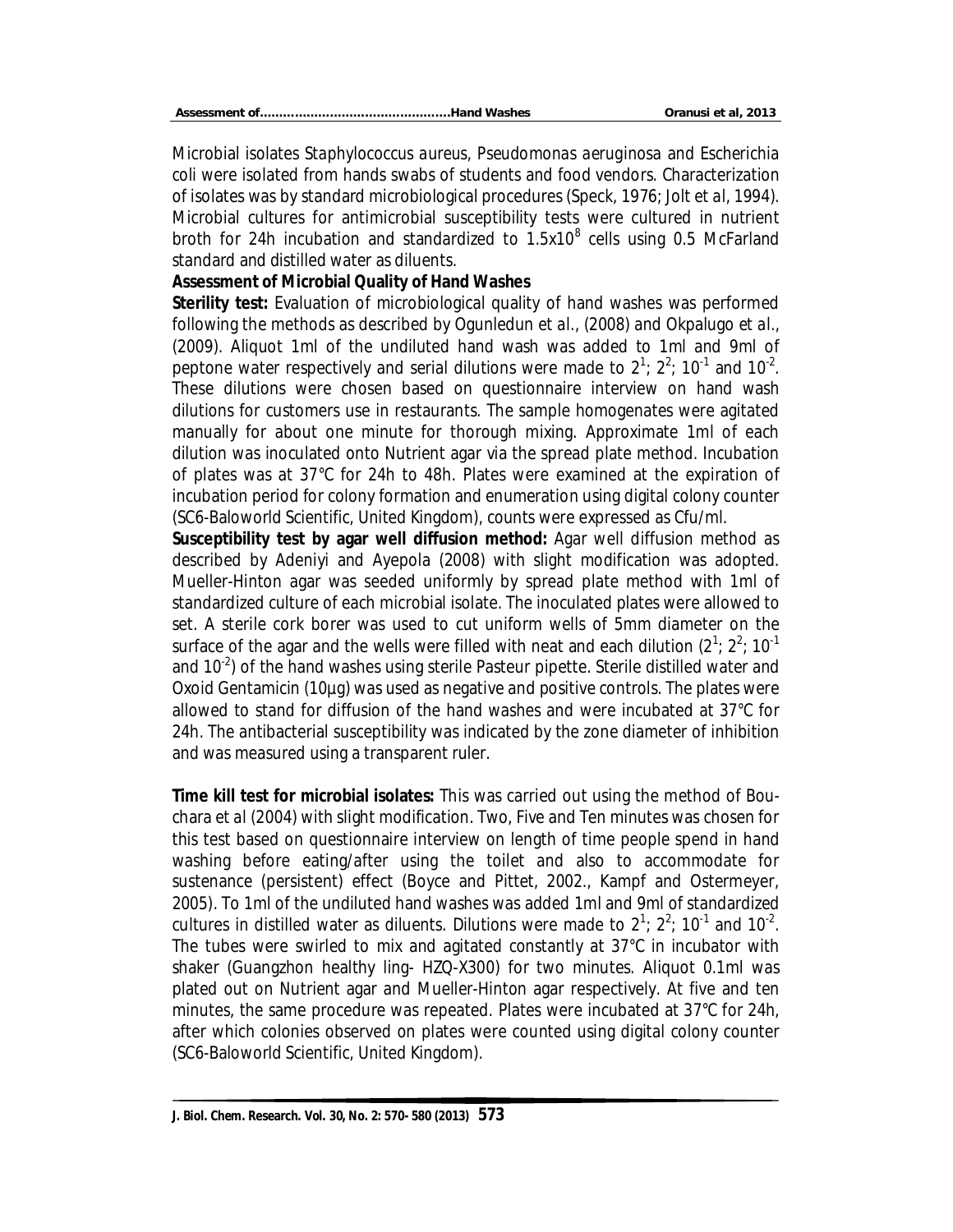Microbial isolates *Staphylococcus aureus*, *Pseudomonas aeruginosa* and *Escherichia coli* were isolated from hands swabs of students and food vendors. Characterization of isolates was by standard microbiological procedures (Speck, 1976; Jolt *et al*, 1994). Microbial cultures for antimicrobial susceptibility tests were cultured in nutrient broth for 24h incubation and standardized to $1.5 \times 10^8$ cells using 0.5 McFarland standard and distilled water as diluents.

**Assessment of Microbial Quality of Hand Washes**

**Sterility test:** Evaluation of microbiological quality of hand washes was performed following the methods as described by Ogunledun *et al.*, (2008) and Okpalugo *et al.*, (2009). Aliquot 1ml of the undiluted hand wash was added to 1ml and 9ml of peptone water respectively and serial dilutions were made to $2^1$; $2^2$; $10^{-1}$ and $10^{-2}$. These dilutions were chosen based on questionnaire interview on hand wash dilutions for customers use in restaurants. The sample homogenates were agitated manually for about one minute for thorough mixing. Approximate 1ml of each dilution was inoculated onto Nutrient agar via the spread plate method. Incubation of plates was at 37°C for 24h to 48h. Plates were examined at the expiration of incubation period for colony formation and enumeration using digital colony counter (SC6-Baloworld Scientific, United Kingdom), counts were expressed as Cfu/ml.

**Susceptibility test by agar well diffusion method:** Agar well diffusion method as described by Adeniyi and Ayepola (2008) with slight modification was adopted. Mueller-Hinton agar was seeded uniformly by spread plate method with 1ml of standardized culture of each microbial isolate. The inoculated plates were allowed to set. A sterile cork borer was used to cut uniform wells of 5mm diameter on the surface of the agar and the wells were filled with neat and each dilution ($2^1$; $2^2$; $10^{-1}$ and $10^{-2}$) of the hand washes using sterile Pasteur pipette. Sterile distilled water and Oxoid Gentamicin (10µg) was used as negative and positive controls. The plates were allowed to stand for diffusion of the hand washes and were incubated at 37°C for 24h. The antibacterial susceptibility was indicated by the zone diameter of inhibition and was measured using a transparent ruler.

**Time kill test for microbial isolates:** This was carried out using the method of Bou-chara *et al* (2004) with slight modification. Two, Five and Ten minutes was chosen for this test based on questionnaire interview on length of time people spend in hand washing before eating/after using the toilet and also to accommodate for sustenance (persistent) effect (Boyce and Pittet, 2002., Kampf and Ostermeyer, 2005). To 1ml of the undiluted hand washes was added 1ml and 9ml of standardized cultures in distilled water as diluents. Dilutions were made to $2^1$; $2^2$; $10^{-1}$ and $10^{-2}$. The tubes were swirled to mix and agitated constantly at 37°C in incubator with shaker (Guangzhon healthy ling- HZQ-X300) for two minutes. Aliquot 0.1ml was plated out on Nutrient agar and Mueller-Hinton agar respectively. At five and ten minutes, the same procedure was repeated. Plates were incubated at 37°C for 24h, after which colonies observed on plates were counted using digital colony counter (SC6-Baloworld Scientific, United Kingdom).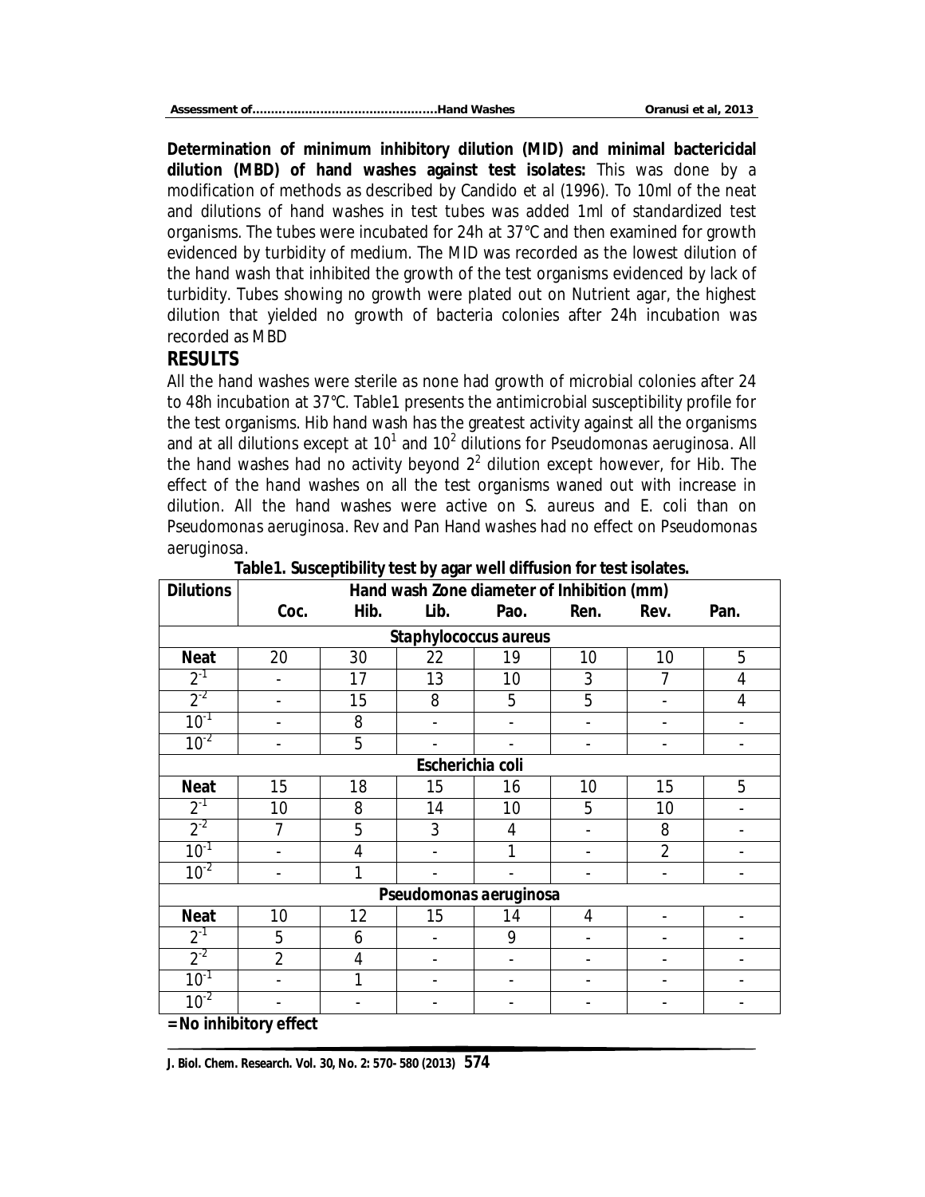**Determination of minimum inhibitory dilution (MID) and minimal bactericidal dilution (MBD) of hand washes against test isolates:** This was done by a modification of methods as described by Candido et al (1996). To 10ml of the neat and dilutions of hand washes in test tubes was added 1ml of standardized test organisms. The tubes were incubated for 24h at 37°C and then examined for growth evidenced by turbidity of medium. The MID was recorded as the lowest dilution of the hand wash that inhibited the growth of the test organisms evidenced by lack of turbidity. Tubes showing no growth were plated out on Nutrient agar, the highest dilution that yielded no growth of bacteria colonies after 24h incubation was recorded as MBD

## RESULTS

All the hand washes were sterile as none had growth of microbial colonies after 24 to 48h incubation at 37°C. Table1 presents the antimicrobial susceptibility profile for the test organisms. Hib hand wash has the greatest activity against all the organisms and at all dilutions except at $10^1$ and $10^2$ dilutions for *Pseudomonas aeruginosa*. All the hand washes had no activity beyond $2^2$ dilution except however, for Hib. The effect of the hand washes on all the test organisms waned out with increase in dilution. All the hand washes were active on *S. aureus* and *E. coli* than on *Pseudomonas aeruginosa*. Rev and Pan Hand washes had no effect on *Pseudomonas aeruginosa*.

**Table1. Susceptibility test by agar well diffusion for test isolates.**

| Dilutions | Hand wash Zone diameter of Inhibition (mm) | | | | | | |
|---|---|---|---|---|---|---|---|
| | Coc. | Hib. | Lib. | Pao. | Ren. | Rev. | Pan. |
| ***Staphylococcus aureus*** | | | | | | | |
| **Neat** | 20 | 30 | 22 | 19 | 10 | 10 | 5 |
| $2^{-1}$ | - | 17 | 13 | 10 | 3 | 7 | 4 |
| $2^{-2}$ | - | 15 | 8 | 5 | 5 | - | 4 |
| $10^{-1}$ | - | 8 | - | - | - | - | - |
| $10^{-2}$ | - | 5 | - | - | - | - | - |
| ***Escherichia coli*** | | | | | | | |
| **Neat** | 15 | 18 | 15 | 16 | 10 | 15 | 5 |
| $2^{-1}$ | 10 | 8 | 14 | 10 | 5 | 10 | - |
| $2^{-2}$ | 7 | 5 | 3 | 4 | - | 8 | - |
| $10^{-1}$ | - | 4 | - | 1 | - | 2 | - |
| $10^{-2}$ | - | 1 | - | - | - | - | - |
| ***Pseudomonas aeruginosa*** | | | | | | | |
| **Neat** | 10 | 12 | 15 | 14 | 4 | - | - |
| $2^{-1}$ | 5 | 6 | - | 9 | - | - | - |
| $2^{-2}$ | 2 | 4 | - | - | - | - | - |
| $10^{-1}$ | - | 1 | - | - | - | - | - |
| $10^{-2}$ | - | - | - | - | - | - | - |

**= No inhibitory effect**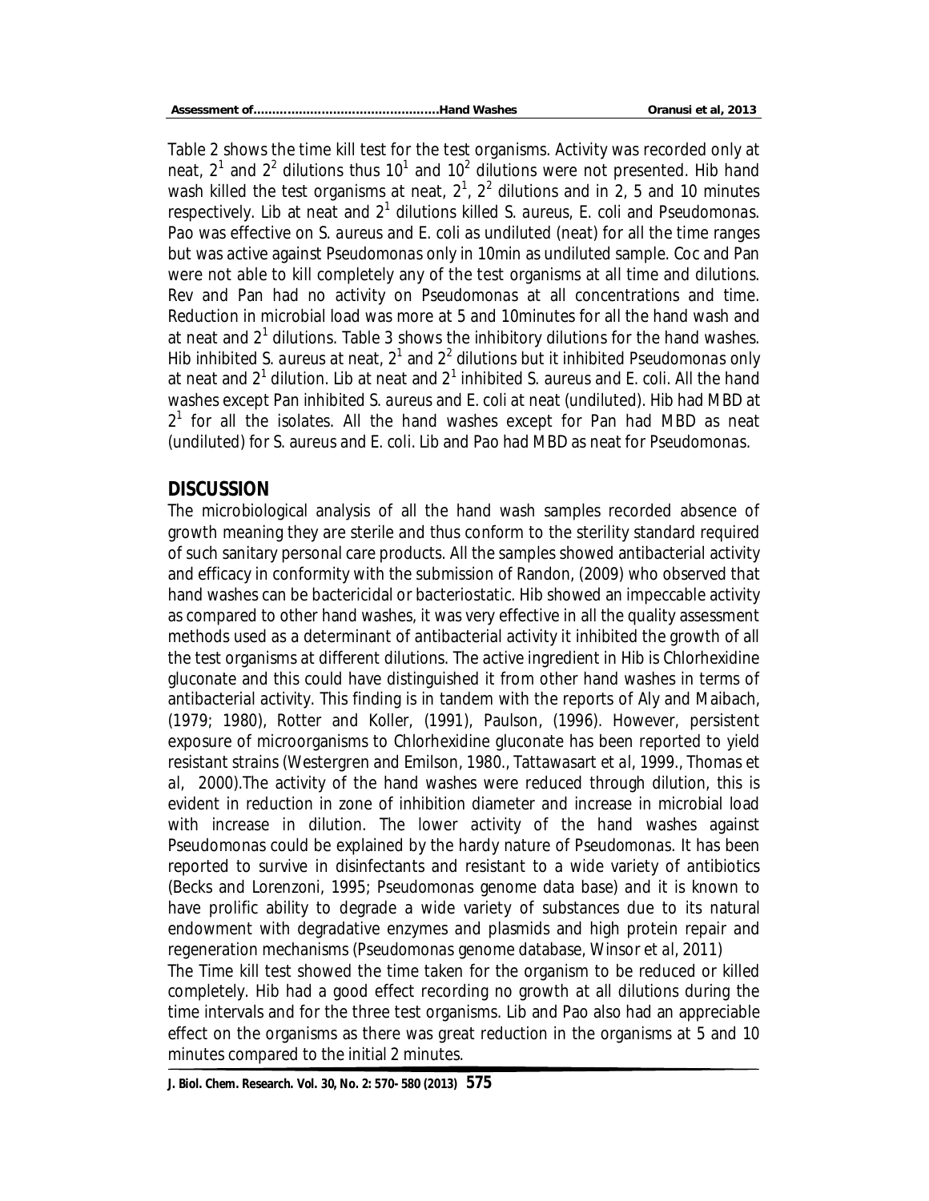Table 2 shows the time kill test for the test organisms. Activity was recorded only at neat, $2^1$ and $2^2$ dilutions thus $10^1$ and $10^2$ dilutions were not presented. Hib hand wash killed the test organisms at neat, $2^1$, $2^2$ dilutions and in 2, 5 and 10 minutes respectively. Lib at neat and $2^1$ dilutions killed *S. aureus*, *E. coli* and *Pseudomonas*. Pao was effective on *S. aureus* and *E. coli* as undiluted (neat) for all the time ranges but was active against *Pseudomonas* only in 10min as undiluted sample. Coc and Pan were not able to kill completely any of the test organisms at all time and dilutions. Rev and Pan had no activity on *Pseudomonas* at all concentrations and time. Reduction in microbial load was more at 5 and 10minutes for all the hand wash and at neat and $2^1$ dilutions. Table 3 shows the inhibitory dilutions for the hand washes. Hib inhibited *S. aureus* at neat, $2^1$ and $2^2$ dilutions but it inhibited *Pseudomonas* only at neat and $2^1$ dilution. Lib at neat and $2^1$ inhibited *S. aureus* and *E. coli*. All the hand washes except Pan inhibited *S. aureus* and *E. coli* at neat (undiluted). Hib had MBD at $2^1$ for all the isolates. All the hand washes except for Pan had MBD as neat (undiluted) for *S. aureus* and *E. coli*. Lib and Pao had MBD as neat for *Pseudomonas*.

## DISCUSSION

The microbiological analysis of all the hand wash samples recorded absence of growth meaning they are sterile and thus conform to the sterility standard required of such sanitary personal care products. All the samples showed antibacterial activity and efficacy in conformity with the submission of Randon, (2009) who observed that hand washes can be bactericidal or bacteriostatic. Hib showed an impeccable activity as compared to other hand washes, it was very effective in all the quality assessment methods used as a determinant of antibacterial activity it inhibited the growth of all the test organisms at different dilutions. The active ingredient in Hib is Chlorhexidine gluconate and this could have distinguished it from other hand washes in terms of antibacterial activity. This finding is in tandem with the reports of Aly and Maibach, (1979; 1980), Rotter and Koller, (1991), Paulson, (1996). However, persistent exposure of microorganisms to Chlorhexidine gluconate has been reported to yield resistant strains (Westergren and Emilson, 1980., Tattawasart *et al*, 1999., Thomas *et al*, 2000).The activity of the hand washes were reduced through dilution, this is evident in reduction in zone of inhibition diameter and increase in microbial load with increase in dilution. The lower activity of the hand washes against *Pseudomonas* could be explained by the hardy nature of *Pseudomonas*. It has been reported to survive in disinfectants and resistant to a wide variety of antibiotics (Becks and Lorenzoni, 1995; *Pseudomonas* genome data base) and it is known to have prolific ability to degrade a wide variety of substances due to its natural endowment with degradative enzymes and plasmids and high protein repair and regeneration mechanisms (*Pseudomonas* genome database, Winsor *et al*, 2011)

The Time kill test showed the time taken for the organism to be reduced or killed completely. Hib had a good effect recording no growth at all dilutions during the time intervals and for the three test organisms. Lib and Pao also had an appreciable effect on the organisms as there was great reduction in the organisms at 5 and 10 minutes compared to the initial 2 minutes.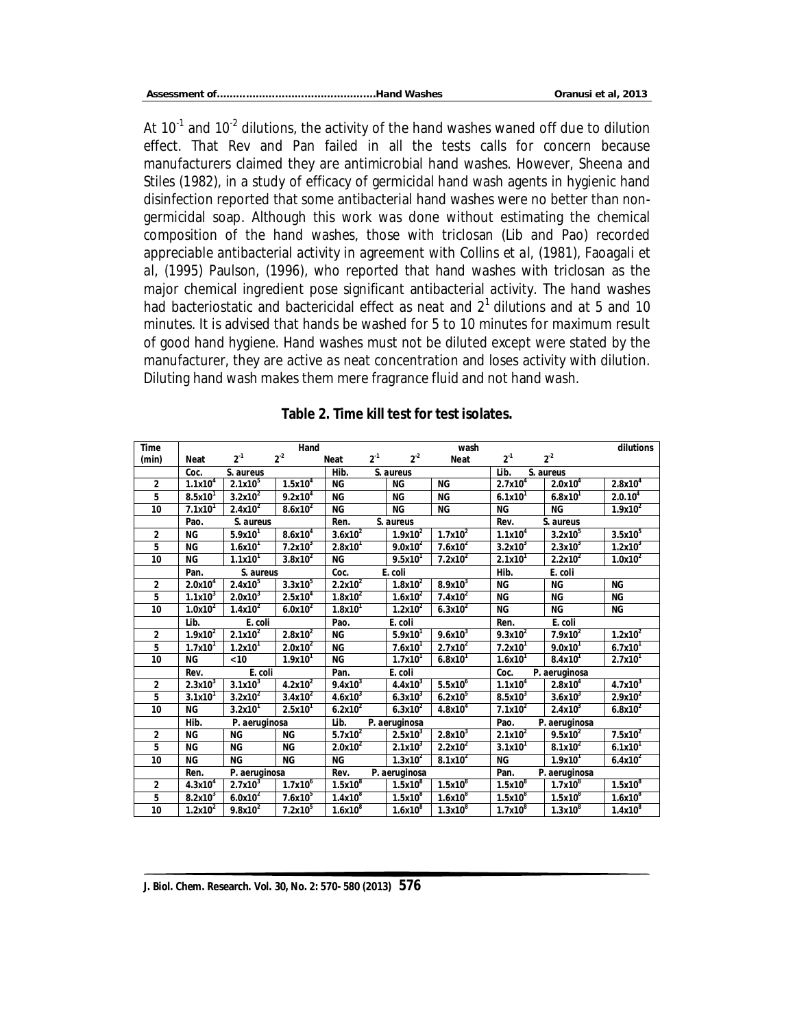At $10^{-1}$ and $10^{-2}$ dilutions, the activity of the hand washes waned off due to dilution effect. That Rev and Pan failed in all the tests calls for concern because manufacturers claimed they are antimicrobial hand washes. However, Sheena and Stiles (1982), in a study of efficacy of germicidal hand wash agents in hygienic hand disinfection reported that some antibacterial hand washes were no better than non-germicidal soap. Although this work was done without estimating the chemical composition of the hand washes, those with triclosan (Lib and Pao) recorded appreciable antibacterial activity in agreement with Collins *et al*, (1981), Faoagali et al, (1995) Paulson, (1996), who reported that hand washes with triclosan as the major chemical ingredient pose significant antibacterial activity. The hand washes had bacteriostatic and bactericidal effect as neat and $2^1$ dilutions and at 5 and 10 minutes. It is advised that hands be washed for 5 to 10 minutes for maximum result of good hand hygiene. Hand washes must not be diluted except were stated by the manufacturer, they are active as neat concentration and loses activity with dilution. Diluting hand wash makes them mere fragrance fluid and not hand wash.

**Table 2. Time kill test for test isolates.**

| Time (min) | Hand wash dilutions | | | | | | | | |
|---|---|---|---|---|---|---|---|---|---|
| | Neat | $2^{-1}$ | $2^{-2}$ | Neat | $2^{-1}$ | $2^{-2}$ | Neat | $2^{-1}$ | $2^{-2}$ |
| | Coc. S. aureus | | | Hib. S. aureus | | | Lib. S. aureus | | |
| 2 | $1.1x10^4$ | $2.1x10^5$ | $1.5x10^4$ | NG | NG | NG | $2.7x10^4$ | $2.0x10^4$ | $2.8x10^4$ |
| 5 | $8.5x10^1$ | $3.2x10^2$ | $9.2x10^4$ | NG | NG | NG | $6.1x10^1$ | $6.8x10^1$ | $2.0.10^4$ |
| 10 | $7.1x10^1$ | $2.4x10^2$ | $8.6x10^2$ | NG | NG | NG | NG | NG | $1.9x10^2$ |
| | Pao. S. aureus | | | Ren. S. aureus | | | Rev. S. aureus | | |
| 2 | NG | $5.9x10^1$ | $8.6x10^4$ | $3.6x10^2$ | $1.9x10^2$ | $1.7x10^2$ | $1.1x10^4$ | $3.2x10^5$ | $3.5x10^5$ |
| 5 | NG | $1.6x10^1$ | $7.2x10^3$ | $2.8x10^1$ | $9.0x10^2$ | $7.6x10^2$ | $3.2x10^3$ | $2.3x10^3$ | $1.2x10^3$ |
| 10 | NG | $1.1x10^1$ | $3.8x10^2$ | NG | $9.5x10^1$ | $7.2x10^2$ | $2.1x10^1$ | $2.2x10^2$ | $1.0x10^2$ |
| | Pan. S. aureus | | | Coc. E. coli | | | Hib. E. coli | | |
| 2 | $2.0x10^4$ | $2.4x10^5$ | $3.3x10^5$ | $2.2x10^2$ | $1.8x10^2$ | $8.9x10^3$ | NG | NG | NG |
| 5 | $1.1x10^3$ | $2.0x10^3$ | $2.5x10^4$ | $1.8x10^2$ | $1.6x10^2$ | $7.4x10^2$ | NG | NG | NG |
| 10 | $1.0x10^2$ | $1.4x10^2$ | $6.0x10^2$ | $1.8x10^1$ | $1.2x10^2$ | $6.3x10^2$ | NG | NG | NG |
| | Lib. E. coli | | | Pao. E. coli | | | Ren. E. coli | | |
| 2 | $1.9x10^2$ | $2.1x10^2$ | $2.8x10^2$ | NG | $5.9x10^1$ | $9.6x10^3$ | $9.3x10^2$ | $7.9x10^2$ | $1.2x10^2$ |
| 5 | $1.7x10^1$ | $1.2x10^1$ | $2.0x10^2$ | NG | $7.6x10^1$ | $2.7x10^2$ | $7.2x10^1$ | $9.0x10^1$ | $6.7x10^1$ |
| 10 | NG | <10 | $1.9x10^1$ | NG | $1.7x10^1$ | $6.8x10^1$ | $1.6x10^1$ | $8.4x10^1$ | $2.7x10^1$ |
| | Rev. E. coli | | | Pan. E. coli | | | Coc. P. aeruginosa | | |
| 2 | $2.3x10^3$ | $3.1x10^3$ | $4.2x10^2$ | $9.4x10^3$ | $4.4x10^3$ | $5.5x10^6$ | $1.1x10^4$ | $2.8x10^4$ | $4.7x10^3$ |
| 5 | $3.1x10^1$ | $3.2x10^2$ | $3.4x10^2$ | $4.6x10^3$ | $6.3x10^3$ | $6.2x10^5$ | $8.5x10^3$ | $3.6x10^3$ | $2.9x10^2$ |
| 10 | NG | $3.2x10^1$ | $2.5x10^1$ | $6.2x10^2$ | $6.3x10^2$ | $4.8x10^4$ | $7.1x10^2$ | $2.4x10^3$ | $6.8x10^2$ |
| | Hib. P. aeruginosa | | | Lib. P. aeruginosa | | | Pao. P. aeruginosa | | |
| 2 | NG | NG | NG | $5.7x10^2$ | $2.5x10^3$ | $2.8x10^3$ | $2.1x10^2$ | $9.5x10^2$ | $7.5x10^2$ |
| 5 | NG | NG | NG | $2.0x10^2$ | $2.1x10^3$ | $2.2x10^2$ | $3.1x10^1$ | $8.1x10^2$ | $6.1x10^1$ |
| 10 | NG | NG | NG | NG | $1.3x10^2$ | $8.1x10^2$ | NG | $1.9x10^1$ | $6.4x10^2$ |
| | Ren. P. aeruginosa | | | Rev. P. aeruginosa | | | Pan. P. aeruginosa | | |
| 2 | $4.3x10^4$ | $2.7x10^3$ | $1.7x10^6$ | $1.5x10^8$ | $1.5x10^8$ | $1.5x10^8$ | $1.5x10^8$ | $1.7x10^8$ | $1.5x10^8$ |
| 5 | $8.2x10^3$ | $6.0x10^2$ | $7.6x10^5$ | $1.4x10^8$ | $1.5x10^8$ | $1.6x10^8$ | $1.5x10^8$ | $1.5x10^8$ | $1.6x10^8$ |
| 10 | $1.2x10^2$ | $9.8x10^2$ | $7.2x10^5$ | $1.6x10^8$ | $1.6x10^8$ | $1.3x10^8$ | $1.7x10^8$ | $1.3x10^8$ | $1.4x10^8$ |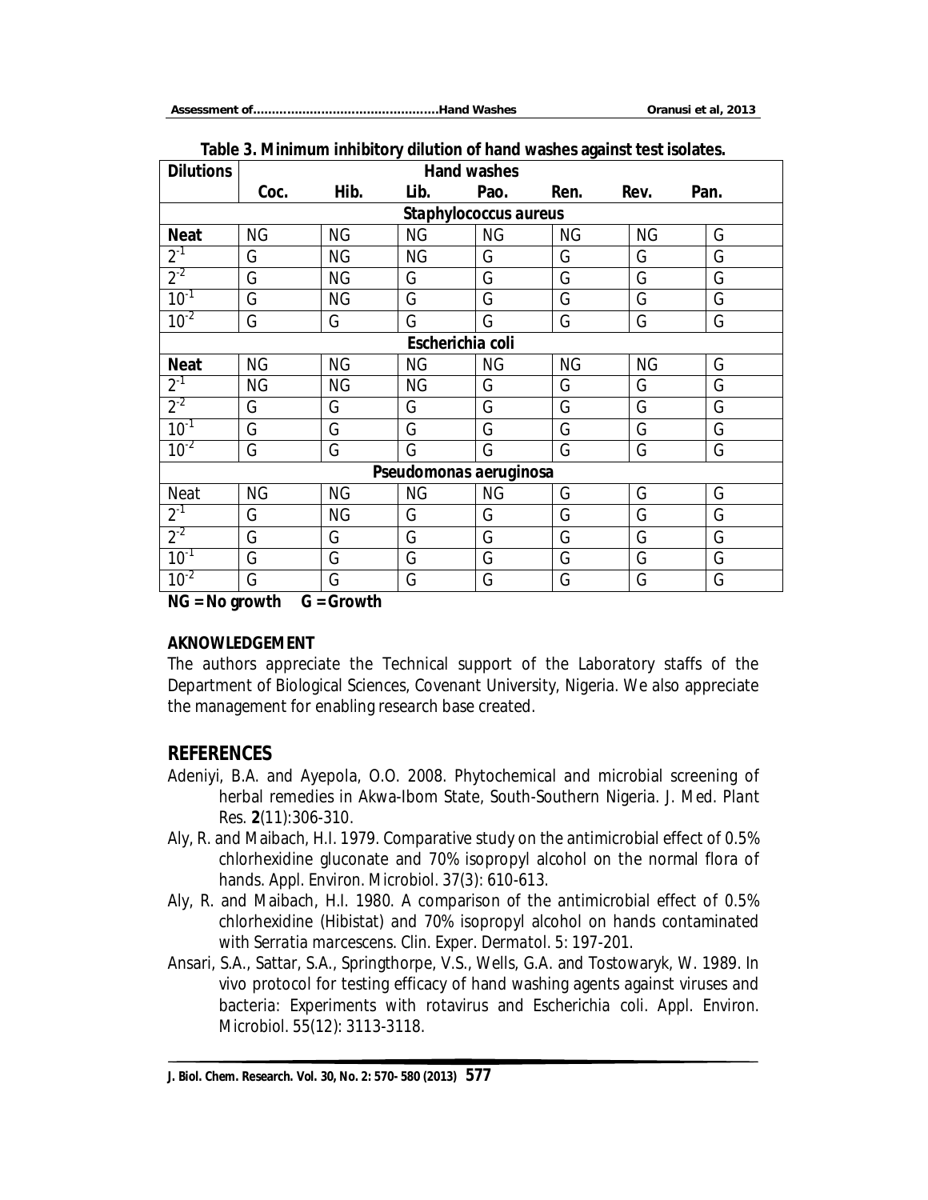**Table 3. Minimum inhibitory dilution of hand washes against test isolates.**

| Dilutions | Hand washes | | | | | | |
|---|---|---|---|---|---|---|---|
| | Coc. | Hib. | Lib. | Pao. | Ren. | Rev. | Pan. |
| ***Staphylococcus aureus*** | | | | | | | |
| **Neat** | NG | NG | NG | NG | NG | NG | G |
| $2^{-1}$ | G | NG | NG | G | G | G | G |
| $2^{-2}$ | G | NG | G | G | G | G | G |
| $10^{-1}$ | G | NG | G | G | G | G | G |
| $10^{-2}$ | G | G | G | G | G | G | G |
| ***Escherichia coli*** | | | | | | | |
| **Neat** | NG | NG | NG | NG | NG | NG | G |
| $2^{-1}$ | NG | NG | NG | G | G | G | G |
| $2^{-2}$ | G | G | G | G | G | G | G |
| $10^{-1}$ | G | G | G | G | G | G | G |
| $10^{-2}$ | G | G | G | G | G | G | G |
| ***Pseudomonas aeruginosa*** | | | | | | | |
| Neat | NG | NG | NG | NG | G | G | G |
| $2^{-1}$ | G | NG | G | G | G | G | G |
| $2^{-2}$ | G | G | G | G | G | G | G |
| $10^{-1}$ | G | G | G | G | G | G | G |
| $10^{-2}$ | G | G | G | G | G | G | G |

**NG = No growth  G = Growth**

**AKNOWLEDGEMENT**

The authors appreciate the Technical support of the Laboratory staffs of the Department of Biological Sciences, Covenant University, Nigeria. We also appreciate the management for enabling research base created.

## REFERENCES

Adeniyi, B.A. and Ayepola, O.O. 2008. Phytochemical and microbial screening of herbal remedies in Akwa-Ibom State, South-Southern Nigeria. *J. Med. Plant Res.* **2**(11):306-310.

Aly, R. and Maibach, H.I. 1979. Comparative study on the antimicrobial effect of 0.5% chlorhexidine gluconate and 70% isopropyl alcohol on the normal flora of hands. Appl. Environ. Microbiol. 37(3): 610-613.

Aly, R. and Maibach, H.I. 1980. A comparison of the antimicrobial effect of 0.5% chlorhexidine (Hibistat) and 70% isopropyl alcohol on hands contaminated with *Serratia marcescens*. *Clin. Exper. Dermatol.* 5: 197-201.

Ansari, S.A., Sattar, S.A., Springthorpe, V.S., Wells, G.A. and Tostowaryk, W. 1989. In vivo protocol for testing efficacy of hand washing agents against viruses and bacteria: Experiments with rotavirus and Escherichia coli. Appl. Environ. Microbiol. 55(12): 3113-3118.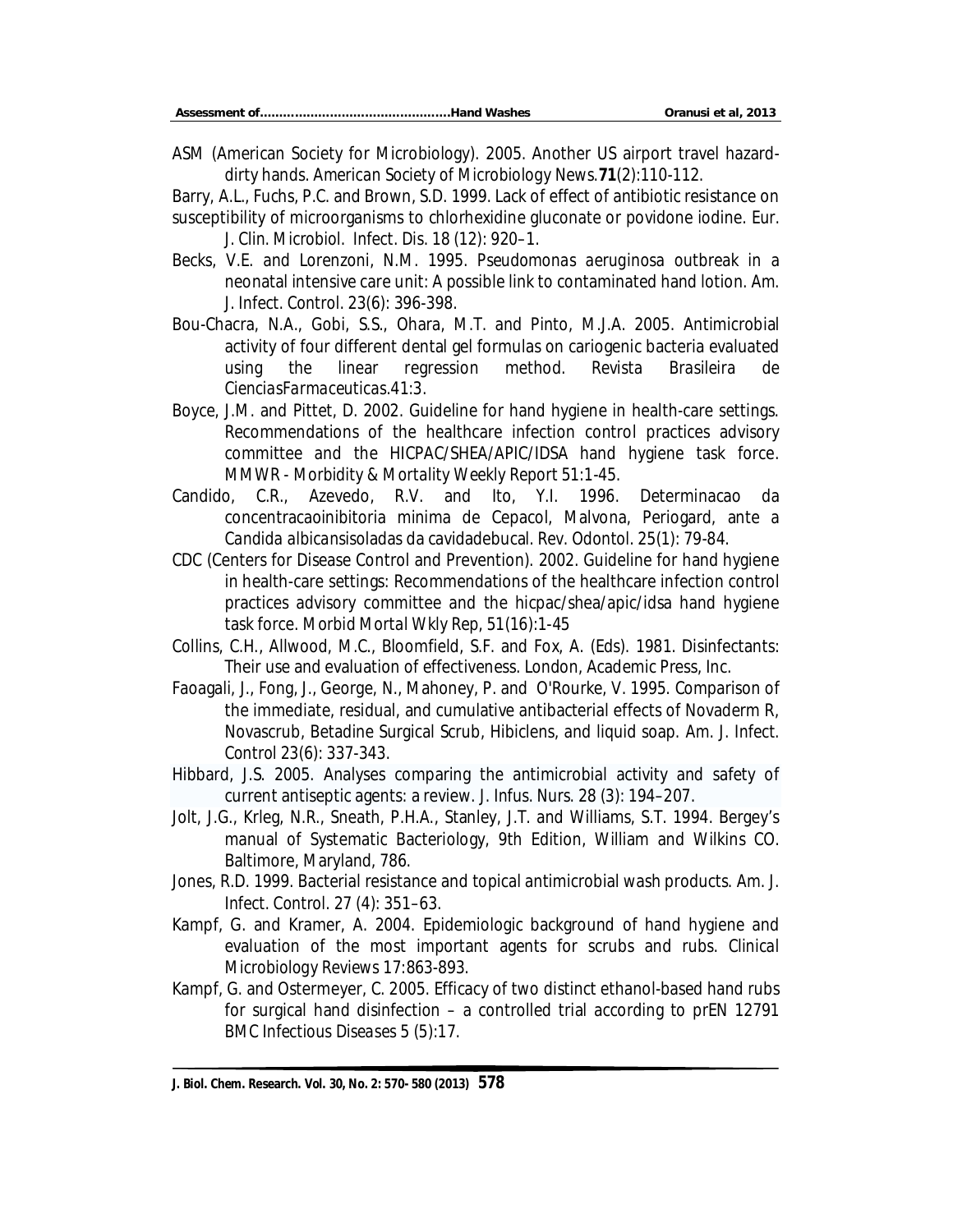ASM (American Society for Microbiology). 2005. Another US airport travel hazard-dirty hands. *American Society of Microbiology News*.**71**(2):110-112.

Barry, A.L., Fuchs, P.C. and Brown, S.D. 1999. Lack of effect of antibiotic resistance on susceptibility of microorganisms to chlorhexidine gluconate or povidone iodine. *Eur. J. Clin. Microbiol. Infect. Dis.* 18 (12): 920–1.

Becks, V.E. and Lorenzoni, N.M. 1995. *Pseudomonas aeruginosa* outbreak in a neonatal intensive care unit: A possible link to contaminated hand lotion. *Am. J. Infect. Control.* 23(6): 396-398.

Bou-Chacra, N.A., Gobi, S.S., Ohara, M.T. and Pinto, M.J.A. 2005. Antimicrobial activity of four different dental gel formulas on cariogenic bacteria evaluated using the linear regression method. *Revista Brasileira de CienciasFarmaceuticas*.41:3.

Boyce, J.M. and Pittet, D. 2002. Guideline for hand hygiene in health-care settings. Recommendations of the healthcare infection control practices advisory committee and the HICPAC/SHEA/APIC/IDSA hand hygiene task force. *MMWR - Morbidity & Mortality Weekly Report* 51:1-45.

Candido, C.R., Azevedo, R.V. and Ito, Y.I. 1996. Determinacao da concentracaoinibitoria minima de Cepacol, Malvona, Periogard, ante a *Candida albicans*isoladas da cavidadebucal. *Rev. Odontol.* 25(1): 79-84.

CDC (Centers for Disease Control and Prevention). 2002. Guideline for hand hygiene in health-care settings: Recommendations of the healthcare infection control practices advisory committee and the hicpac/shea/apic/idsa hand hygiene task force. *Morbid Mortal Wkly Rep*, 51(16):1-45

Collins, C.H., Allwood, M.C., Bloomfield, S.F. and Fox, A. (Eds). 1981. Disinfectants: Their use and evaluation of effectiveness. London, Academic Press, Inc.

Faoagali, J., Fong, J., George, N., Mahoney, P. and O'Rourke, V. 1995. Comparison of the immediate, residual, and cumulative antibacterial effects of Novaderm R, Novascrub, Betadine Surgical Scrub, Hibiclens, and liquid soap. *Am. J. Infect. Control* 23(6): 337-343.

Hibbard, J.S. 2005. Analyses comparing the antimicrobial activity and safety of current antiseptic agents: a review. *J. Infus. Nurs.* 28 (3): 194–207.

Jolt, J.G., Krleg, N.R., Sneath, P.H.A., Stanley, J.T. and Williams, S.T. 1994. Bergey's manual of Systematic Bacteriology, 9th Edition, William and Wilkins CO. Baltimore, Maryland, 786.

Jones, R.D. 1999. Bacterial resistance and topical antimicrobial wash products. *Am. J. Infect. Control.* 27 (4): 351–63.

Kampf, G. and Kramer, A. 2004. Epidemiologic background of hand hygiene and evaluation of the most important agents for scrubs and rubs. *Clinical Microbiology Reviews* 17:863-893.

Kampf, G. and Ostermeyer, C. 2005. Efficacy of two distinct ethanol-based hand rubs for surgical hand disinfection – a controlled trial according to prEN 12791 *BMC Infectious Diseases* 5 (5):17.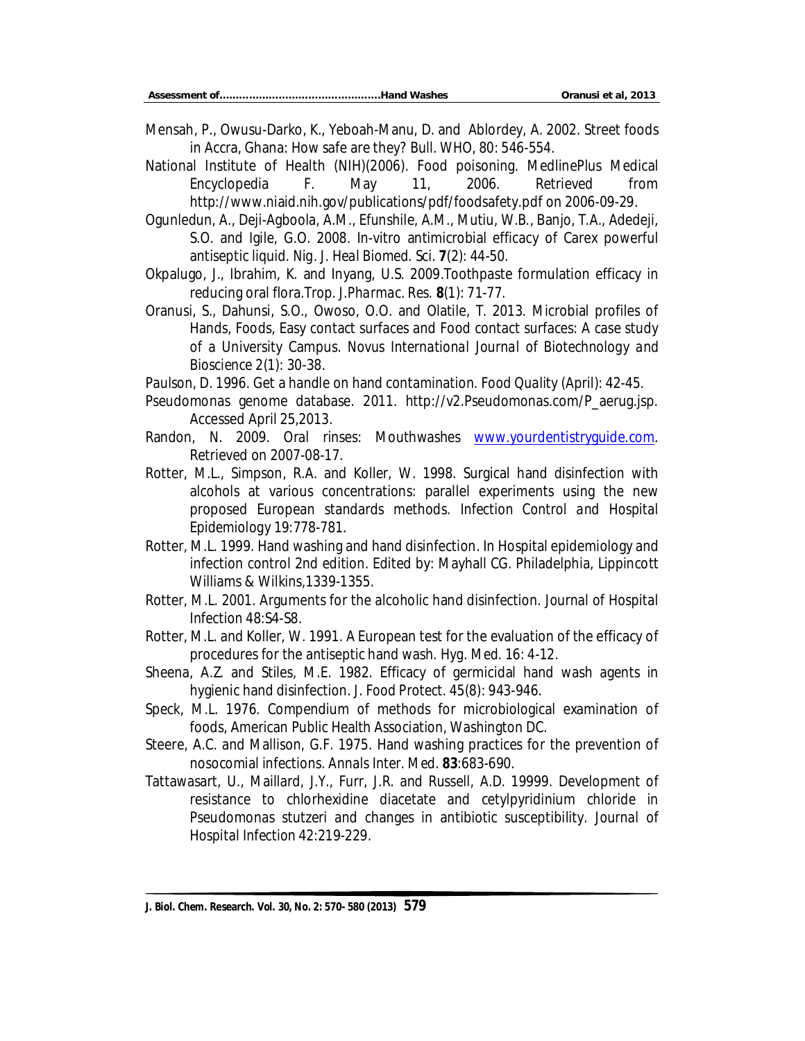Mensah, P., Owusu-Darko, K., Yeboah-Manu, D. and Ablordey, A. 2002. Street foods in Accra, Ghana: How safe are they? Bull. WHO, 80: 546-554.

National Institute of Health (NIH)(2006). Food poisoning. MedlinePlus Medical Encyclopedia F. May 11, 2006. Retrieved from http://www.niaid.nih.gov/publications/pdf/foodsafety.pdf on 2006-09-29.

Ogunledun, A., Deji-Agboola, A.M., Efunshile, A.M., Mutiu, W.B., Banjo, T.A., Adedeji, S.O. and Igile, G.O. 2008. In-vitro antimicrobial efficacy of Carex powerful antiseptic liquid. *Nig. J. Heal Biomed. Sci.* **7**(2): 44-50.

Okpalugo, J., Ibrahim, K. and Inyang, U.S. 2009.Toothpaste formulation efficacy in reducing oral flora.*Trop. J.Pharmac. Res.* **8**(1): 71-77.

Oranusi, S., Dahunsi, S.O., Owoso, O.O. and Olatile, T. 2013. Microbial profiles of Hands, Foods, Easy contact surfaces and Food contact surfaces: A case study of a University Campus. *Novus International Journal of Biotechnology and Bioscience* 2(1): 30-38.

Paulson, D. 1996. Get a handle on hand contamination. *Food Quality* (April): 42-45.

Pseudomonas genome database. 2011. http://v2.Pseudomonas.com/P_aerug.jsp. Accessed April 25,2013.

Randon, N. 2009. Oral rinses: Mouthwashes www.yourdentistryguide.com. Retrieved on 2007-08-17.

Rotter, M.L., Simpson, R.A. and Koller, W. 1998. Surgical hand disinfection with alcohols at various concentrations: parallel experiments using the new proposed European standards methods. *Infection Control and Hospital Epidemiology* 19:778-781.

Rotter, M.L. 1999. Hand washing and hand disinfection. In Hospital epidemiology and infection control 2nd edition. Edited by: Mayhall CG. Philadelphia, Lippincott Williams & Wilkins,1339-1355.

Rotter, M.L. 2001. Arguments for the alcoholic hand disinfection. *Journal of Hospital Infection* 48:S4-S8.

Rotter, M.L. and Koller, W. 1991. A European test for the evaluation of the efficacy of procedures for the antiseptic hand wash. *Hyg. Med.* 16: 4-12.

Sheena, A.Z. and Stiles, M.E. 1982. Efficacy of germicidal hand wash agents in hygienic hand disinfection. *J. Food Protect.* 45(8): 943-946.

Speck, M.L. 1976. Compendium of methods for microbiological examination of foods, American Public Health Association, Washington DC.

Steere, A.C. and Mallison, G.F. 1975. Hand washing practices for the prevention of nosocomial infections. *Annals Inter. Med.* **83**:683-690.

Tattawasart, U., Maillard, J.Y., Furr, J.R. and Russell, A.D. 19999. Development of resistance to chlorhexidine diacetate and cetylpyridinium chloride in *Pseudomonas stutzeri* and changes in antibiotic susceptibility. *Journal of Hospital Infection* 42:219-229.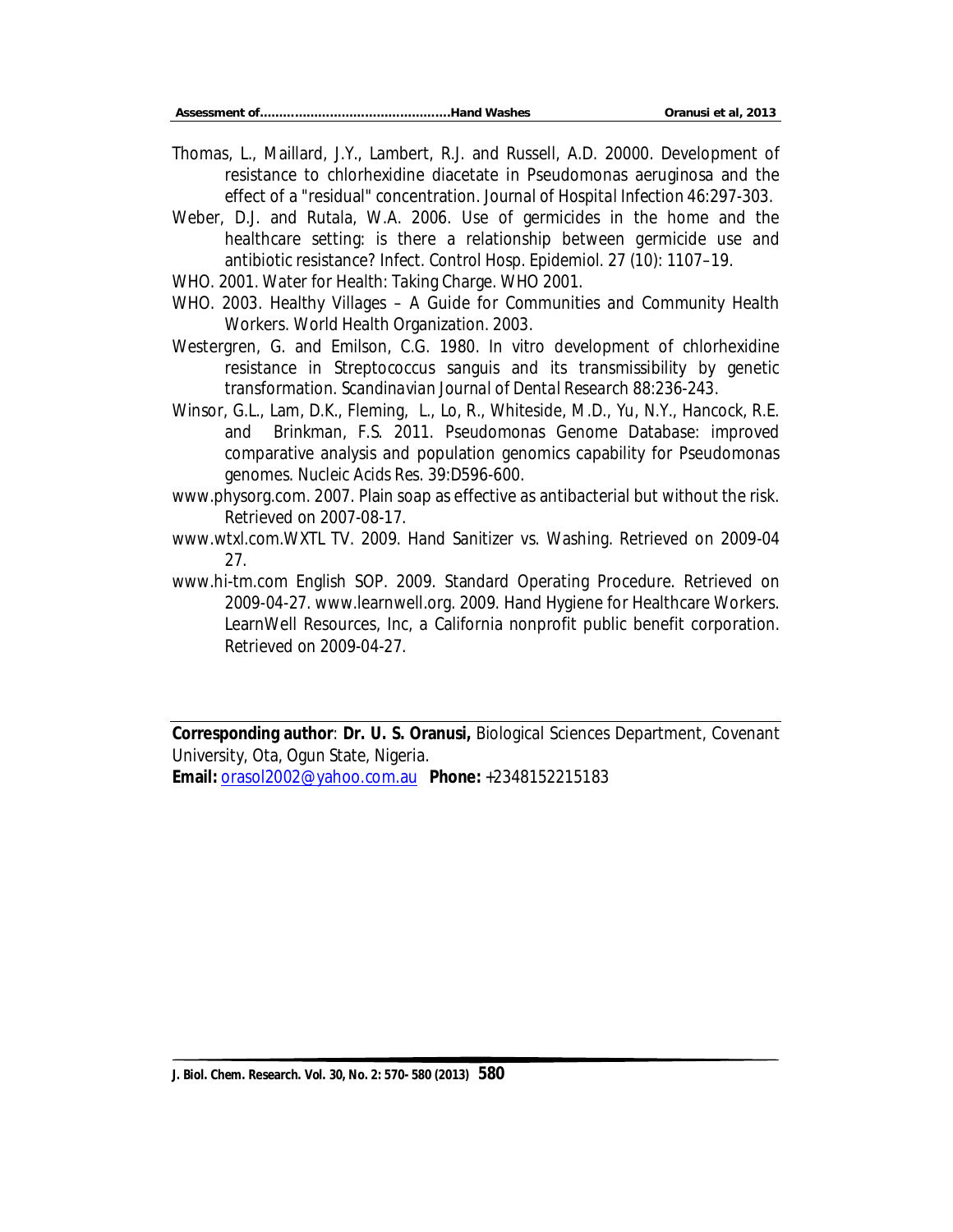Thomas, L., Maillard, J.Y., Lambert, R.J. and Russell, A.D. 20000. Development of resistance to chlorhexidine diacetate in *Pseudomonas aeruginosa* and the effect of a "residual" concentration. *Journal of Hospital Infection* 46:297-303.

Weber, D.J. and Rutala, W.A. 2006. Use of germicides in the home and the healthcare setting: is there a relationship between germicide use and antibiotic resistance? *Infect. Control Hosp. Epidemiol.* 27 (10): 1107–19.

WHO. 2001. Water for Health: Taking Charge. WHO 2001.

WHO. 2003. Healthy Villages – A Guide for Communities and Community Health Workers. World Health Organization. 2003.

Westergren, G. and Emilson, C.G. 1980. In vitro development of chlorhexidine resistance in *Streptococcus sanguis* and its transmissibility by genetic transformation. *Scandinavian Journal of Dental Research* 88:236-243.

Winsor, G.L., Lam, D.K., Fleming, L., Lo, R., Whiteside, M.D., Yu, N.Y., Hancock, R.E. and Brinkman, F.S. 2011. Pseudomonas Genome Database: improved comparative analysis and population genomics capability for Pseudomonas genomes. *Nucleic Acids Res.* 39:D596-600.

www.physorg.com. 2007. Plain soap as effective as antibacterial but without the risk. Retrieved on 2007-08-17.

www.wtxl.com.WXTL TV. 2009. Hand Sanitizer vs. Washing. Retrieved on 2009-04 27.

www.hi-tm.com English SOP. 2009. Standard Operating Procedure. Retrieved on 2009-04-27. www.learnwell.org. 2009. Hand Hygiene for Healthcare Workers. LearnWell Resources, Inc, a California nonprofit public benefit corporation. Retrieved on 2009-04-27.

**Corresponding author**: **Dr. U. S. Oranusi,** Biological Sciences Department, Covenant University, Ota, Ogun State, Nigeria.
**Email:** orasol2002@yahoo.com.au **Phone:** +2348152215183